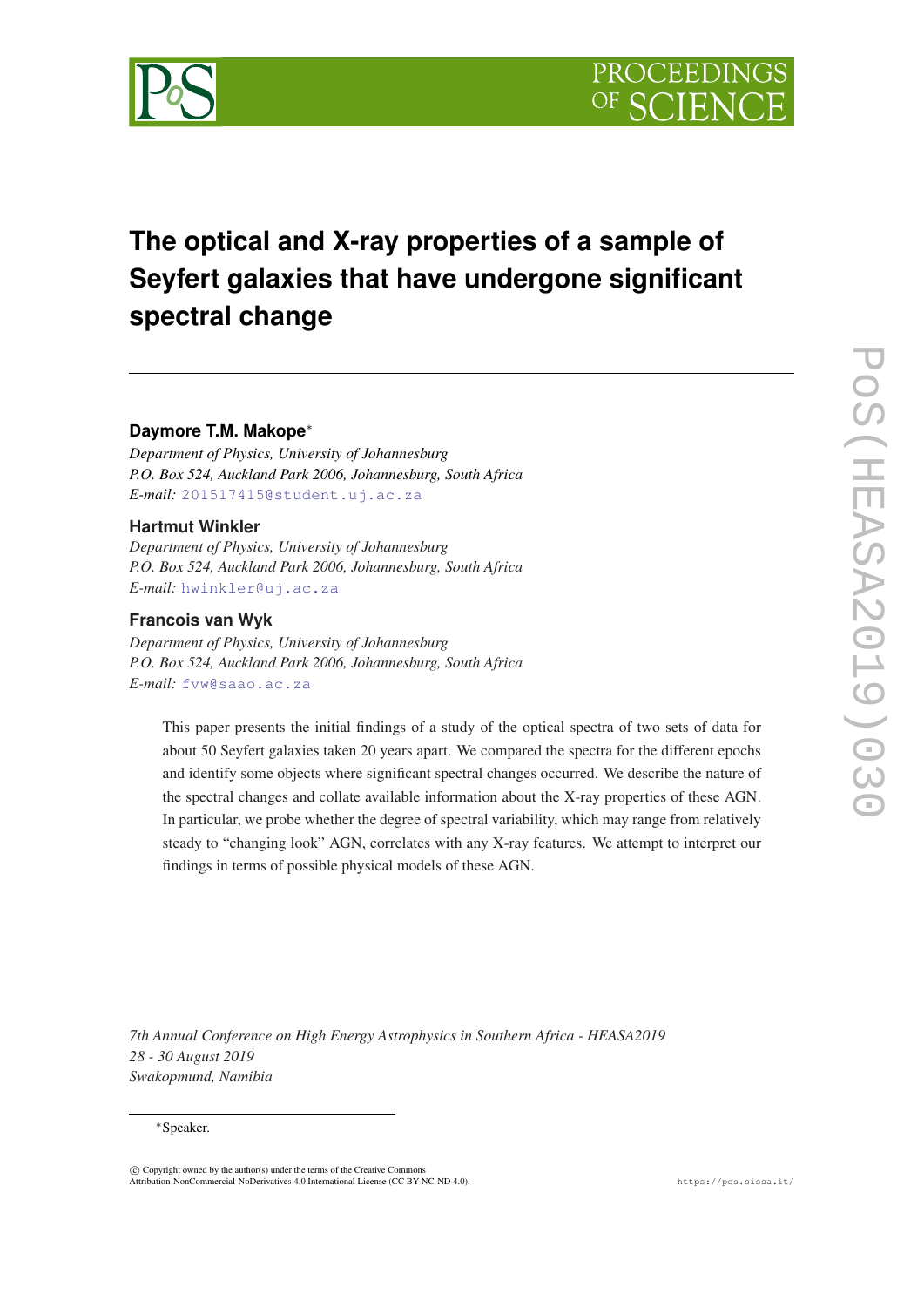# The optical and X-ray properties of a sample of Seyfert galaxies that have undergone significant spectral change

**Daymore T.M. Makope***

*Department of Physics, University of Johannesburg*
*P.O. Box 524, Auckland Park 2006, Johannesburg, South Africa*
*E-mail:* 201517415@student.uj.ac.za

**Hartmut Winkler**

*Department of Physics, University of Johannesburg*
*P.O. Box 524, Auckland Park 2006, Johannesburg, South Africa*
*E-mail:* hwinkler@uj.ac.za

**Francois van Wyk**

*Department of Physics, University of Johannesburg*
*P.O. Box 524, Auckland Park 2006, Johannesburg, South Africa*
*E-mail:* fvw@saao.ac.za

This paper presents the initial findings of a study of the optical spectra of two sets of data for about 50 Seyfert galaxies taken 20 years apart. We compared the spectra for the different epochs and identify some objects where significant spectral changes occurred. We describe the nature of the spectral changes and collate available information about the X-ray properties of these AGN. In particular, we probe whether the degree of spectral variability, which may range from relatively steady to "changing look" AGN, correlates with any X-ray features. We attempt to interpret our findings in terms of possible physical models of these AGN.

*7th Annual Conference on High Energy Astrophysics in Southern Africa - HEASA2019*
*28 - 30 August 2019*
*Swakopmund, Namibia*

*Speaker.

© Copyright owned by the author(s) under the terms of the Creative Commons Attribution-NonCommercial-NoDerivatives 4.0 International License (CC BY-NC-ND 4.0).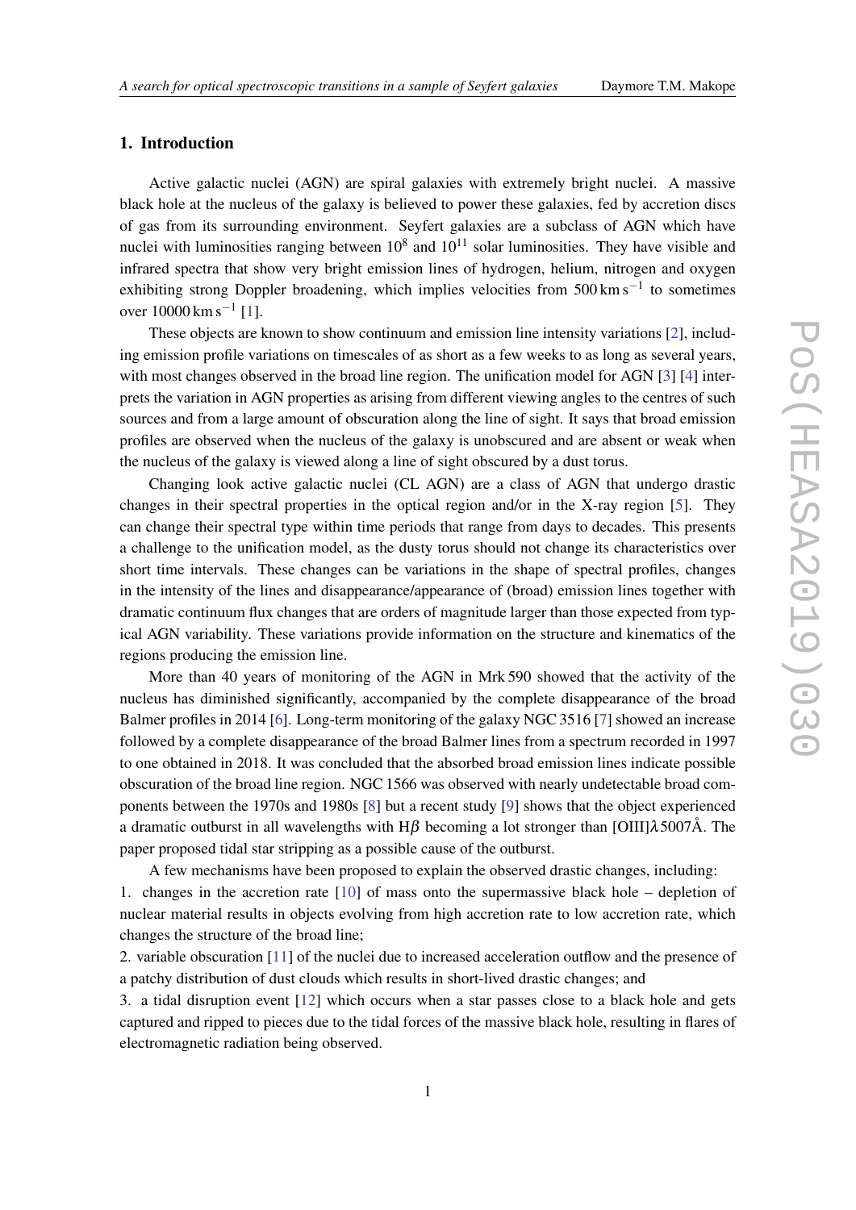## 1. Introduction

Active galactic nuclei (AGN) are spiral galaxies with extremely bright nuclei. A massive black hole at the nucleus of the galaxy is believed to power these galaxies, fed by accretion discs of gas from its surrounding environment. Seyfert galaxies are a subclass of AGN which have nuclei with luminosities ranging between $10^8$ and $10^{11}$ solar luminosities. They have visible and infrared spectra that show very bright emission lines of hydrogen, helium, nitrogen and oxygen exhibiting strong Doppler broadening, which implies velocities from 500 $\mathrm{km\,s^{-1}}$ to sometimes over 10000 $\mathrm{km\,s^{-1}}$ [1].

These objects are known to show continuum and emission line intensity variations [2], including emission profile variations on timescales of as short as a few weeks to as long as several years, with most changes observed in the broad line region. The unification model for AGN [3] [4] interprets the variation in AGN properties as arising from different viewing angles to the centres of such sources and from a large amount of obscuration along the line of sight. It says that broad emission profiles are observed when the nucleus of the galaxy is unobscured and are absent or weak when the nucleus of the galaxy is viewed along a line of sight obscured by a dust torus.

Changing look active galactic nuclei (CL AGN) are a class of AGN that undergo drastic changes in their spectral properties in the optical region and/or in the X-ray region [5]. They can change their spectral type within time periods that range from days to decades. This presents a challenge to the unification model, as the dusty torus should not change its characteristics over short time intervals. These changes can be variations in the shape of spectral profiles, changes in the intensity of the lines and disappearance/appearance of (broad) emission lines together with dramatic continuum flux changes that are orders of magnitude larger than those expected from typical AGN variability. These variations provide information on the structure and kinematics of the regions producing the emission line.

More than 40 years of monitoring of the AGN in Mrk 590 showed that the activity of the nucleus has diminished significantly, accompanied by the complete disappearance of the broad Balmer profiles in 2014 [6]. Long-term monitoring of the galaxy NGC 3516 [7] showed an increase followed by a complete disappearance of the broad Balmer lines from a spectrum recorded in 1997 to one obtained in 2018. It was concluded that the absorbed broad emission lines indicate possible obscuration of the broad line region. NGC 1566 was observed with nearly undetectable broad components between the 1970s and 1980s [8] but a recent study [9] shows that the object experienced a dramatic outburst in all wavelengths with H$\beta$ becoming a lot stronger than [OIII]$\lambda$5007Å. The paper proposed tidal star stripping as a possible cause of the outburst.

A few mechanisms have been proposed to explain the observed drastic changes, including:

1. changes in the accretion rate [10] of mass onto the supermassive black hole – depletion of nuclear material results in objects evolving from high accretion rate to low accretion rate, which changes the structure of the broad line;
2. variable obscuration [11] of the nuclei due to increased acceleration outflow and the presence of a patchy distribution of dust clouds which results in short-lived drastic changes; and
3. a tidal disruption event [12] which occurs when a star passes close to a black hole and gets captured and ripped to pieces due to the tidal forces of the massive black hole, resulting in flares of electromagnetic radiation being observed.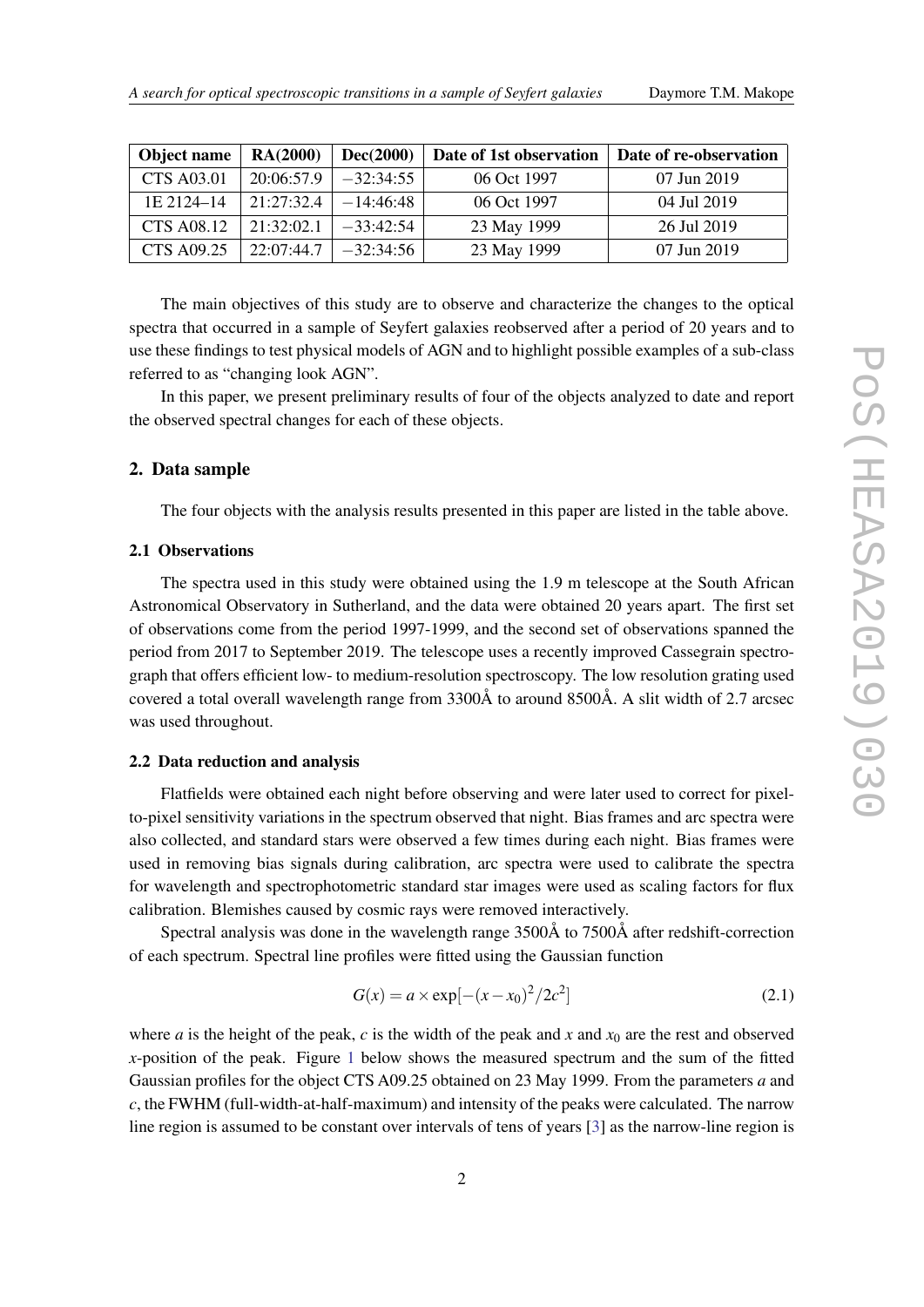| Object name | RA(2000) | Dec(2000) | Date of 1st observation | Date of re-observation |
|---|---|---|---|---|
| CTS A03.01 | 20:06:57.9 | −32:34:55 | 06 Oct 1997 | 07 Jun 2019 |
| 1E 2124–14 | 21:27:32.4 | −14:46:48 | 06 Oct 1997 | 04 Jul 2019 |
| CTS A08.12 | 21:32:02.1 | −33:42:54 | 23 May 1999 | 26 Jul 2019 |
| CTS A09.25 | 22:07:44.7 | −32:34:56 | 23 May 1999 | 07 Jun 2019 |

The main objectives of this study are to observe and characterize the changes to the optical spectra that occurred in a sample of Seyfert galaxies reobserved after a period of 20 years and to use these findings to test physical models of AGN and to highlight possible examples of a sub-class referred to as "changing look AGN".

In this paper, we present preliminary results of four of the objects analyzed to date and report the observed spectral changes for each of these objects.

## 2. Data sample

The four objects with the analysis results presented in this paper are listed in the table above.

### 2.1 Observations

The spectra used in this study were obtained using the 1.9 m telescope at the South African Astronomical Observatory in Sutherland, and the data were obtained 20 years apart. The first set of observations come from the period 1997-1999, and the second set of observations spanned the period from 2017 to September 2019. The telescope uses a recently improved Cassegrain spectrograph that offers efficient low- to medium-resolution spectroscopy. The low resolution grating used covered a total overall wavelength range from 3300Å to around 8500Å. A slit width of 2.7 arcsec was used throughout.

### 2.2 Data reduction and analysis

Flatfields were obtained each night before observing and were later used to correct for pixel-to-pixel sensitivity variations in the spectrum observed that night. Bias frames and arc spectra were also collected, and standard stars were observed a few times during each night. Bias frames were used in removing bias signals during calibration, arc spectra were used to calibrate the spectra for wavelength and spectrophotometric standard star images were used as scaling factors for flux calibration. Blemishes caused by cosmic rays were removed interactively.

Spectral analysis was done in the wavelength range 3500Å to 7500Å after redshift-correction of each spectrum. Spectral line profiles were fitted using the Gaussian function

$$G(x) = a \times \exp[-(x - x_0)^2 / 2c^2] \tag{2.1}$$

where $a$ is the height of the peak, $c$ is the width of the peak and $x$ and $x_0$ are the rest and observed $x$-position of the peak. Figure 1 below shows the measured spectrum and the sum of the fitted Gaussian profiles for the object CTS A09.25 obtained on 23 May 1999. From the parameters $a$ and $c$, the FWHM (full-width-at-half-maximum) and intensity of the peaks were calculated. The narrow line region is assumed to be constant over intervals of tens of years [3] as the narrow-line region is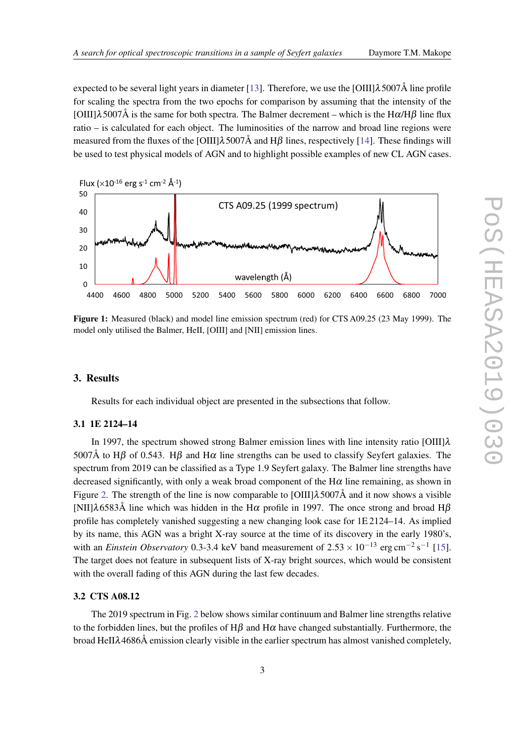expected to be several light years in diameter [13]. Therefore, we use the [OIII]$\lambda$5007Å line profile for scaling the spectra from the two epochs for comparison by assuming that the intensity of the [OIII]$\lambda$5007Å is the same for both spectra. The Balmer decrement – which is the H$\alpha$/H$\beta$ line flux ratio – is calculated for each object. The luminosities of the narrow and broad line regions were measured from the fluxes of the [OIII]$\lambda$5007Å and H$\beta$ lines, respectively [14]. These findings will be used to test physical models of AGN and to highlight possible examples of new CL AGN cases.

**Figure 1:** Measured (black) and model line emission spectrum (red) for CTS A09.25 (23 May 1999). The model only utilised the Balmer, HeII, [OIII] and [NII] emission lines.

## 3. Results

Results for each individual object are presented in the subsections that follow.

### 3.1 1E 2124–14

In 1997, the spectrum showed strong Balmer emission lines with line intensity ratio [OIII]$\lambda$ 5007Å to H$\beta$ of 0.543. H$\beta$ and H$\alpha$ line strengths can be used to classify Seyfert galaxies. The spectrum from 2019 can be classified as a Type 1.9 Seyfert galaxy. The Balmer line strengths have decreased significantly, with only a weak broad component of the H$\alpha$ line remaining, as shown in Figure 2. The strength of the line is now comparable to [OIII]$\lambda$5007Å and it now shows a visible [NII]$\lambda$6583Å line which was hidden in the H$\alpha$ profile in 1997. The once strong and broad H$\beta$ profile has completely vanished suggesting a new changing look case for 1E 2124–14. As implied by its name, this AGN was a bright X-ray source at the time of its discovery in the early 1980's, with an *Einstein Observatory* 0.3-3.4 keV band measurement of $2.53 \times 10^{-13}$ erg cm$^{-2}$ s$^{-1}$ [15]. The target does not feature in subsequent lists of X-ray bright sources, which would be consistent with the overall fading of this AGN during the last few decades.

### 3.2 CTS A08.12

The 2019 spectrum in Fig. 2 below shows similar continuum and Balmer line strengths relative to the forbidden lines, but the profiles of H$\beta$ and H$\alpha$ have changed substantially. Furthermore, the broad HeII$\lambda$4686Å emission clearly visible in the earlier spectrum has almost vanished completely,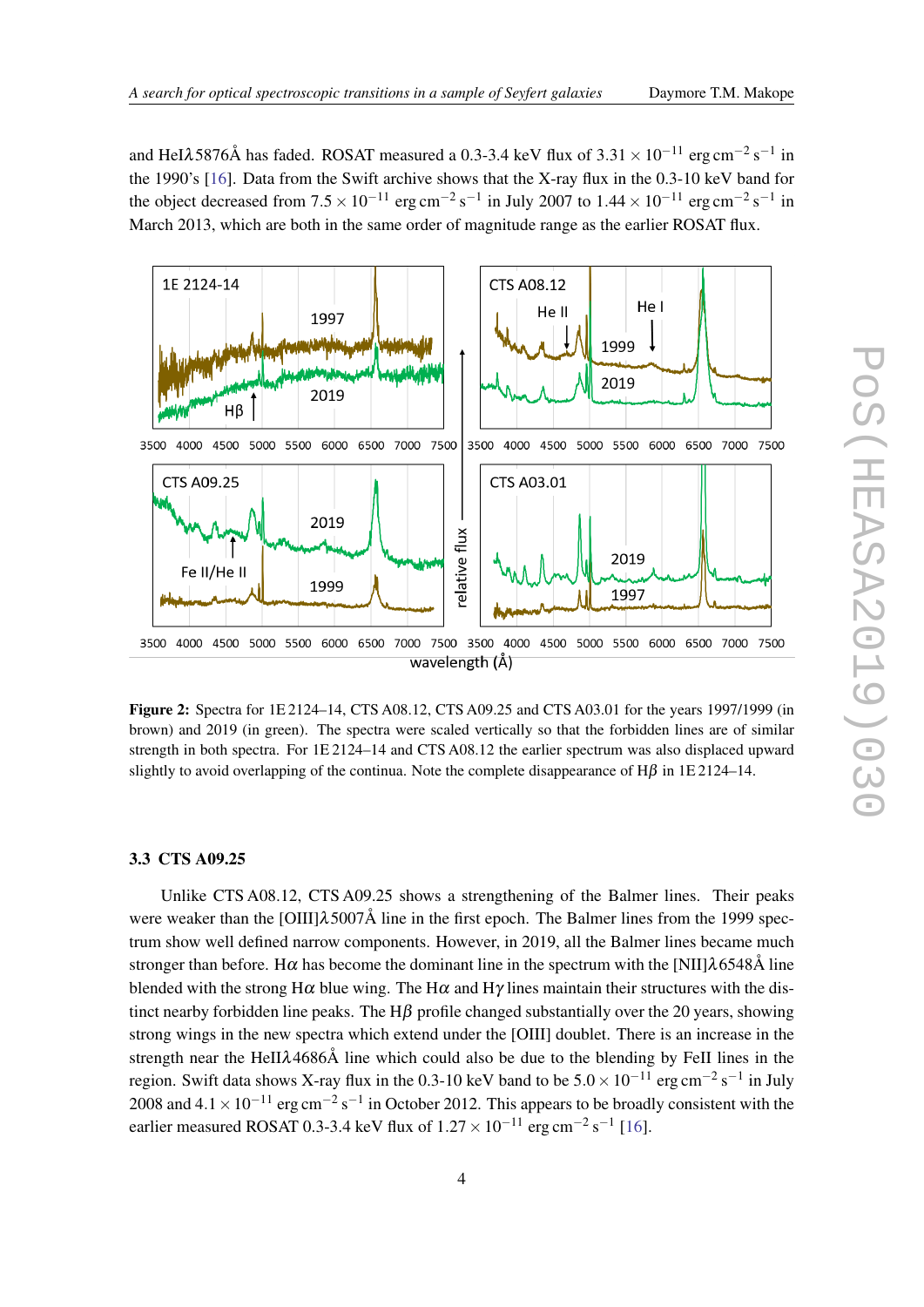and HeI$\lambda$5876Å has faded. ROSAT measured a 0.3-3.4 keV flux of $3.31 \times 10^{-11}$ erg cm$^{-2}$ s$^{-1}$ in the 1990's [16]. Data from the Swift archive shows that the X-ray flux in the 0.3-10 keV band for the object decreased from $7.5 \times 10^{-11}$ erg cm$^{-2}$ s$^{-1}$ in July 2007 to $1.44 \times 10^{-11}$ erg cm$^{-2}$ s$^{-1}$ in March 2013, which are both in the same order of magnitude range as the earlier ROSAT flux.

**Figure 2:** Spectra for 1E 2124–14, CTS A08.12, CTS A09.25 and CTS A03.01 for the years 1997/1999 (in brown) and 2019 (in green). The spectra were scaled vertically so that the forbidden lines are of similar strength in both spectra. For 1E 2124–14 and CTS A08.12 the earlier spectrum was also displaced upward slightly to avoid overlapping of the continua. Note the complete disappearance of H$\beta$ in 1E 2124–14.

### 3.3 CTS A09.25

Unlike CTS A08.12, CTS A09.25 shows a strengthening of the Balmer lines. Their peaks were weaker than the [OIII]$\lambda$5007Å line in the first epoch. The Balmer lines from the 1999 spectrum show well defined narrow components. However, in 2019, all the Balmer lines became much stronger than before. H$\alpha$ has become the dominant line in the spectrum with the [NII]$\lambda$6548Å line blended with the strong H$\alpha$ blue wing. The H$\alpha$ and H$\gamma$ lines maintain their structures with the distinct nearby forbidden line peaks. The H$\beta$ profile changed substantially over the 20 years, showing strong wings in the new spectra which extend under the [OIII] doublet. There is an increase in the strength near the HeII$\lambda$4686Å line which could also be due to the blending by FeII lines in the region. Swift data shows X-ray flux in the 0.3-10 keV band to be $5.0 \times 10^{-11}$ erg cm$^{-2}$ s$^{-1}$ in July 2008 and $4.1 \times 10^{-11}$ erg cm$^{-2}$ s$^{-1}$ in October 2012. This appears to be broadly consistent with the earlier measured ROSAT 0.3-3.4 keV flux of $1.27 \times 10^{-11}$ erg cm$^{-2}$ s$^{-1}$ [16].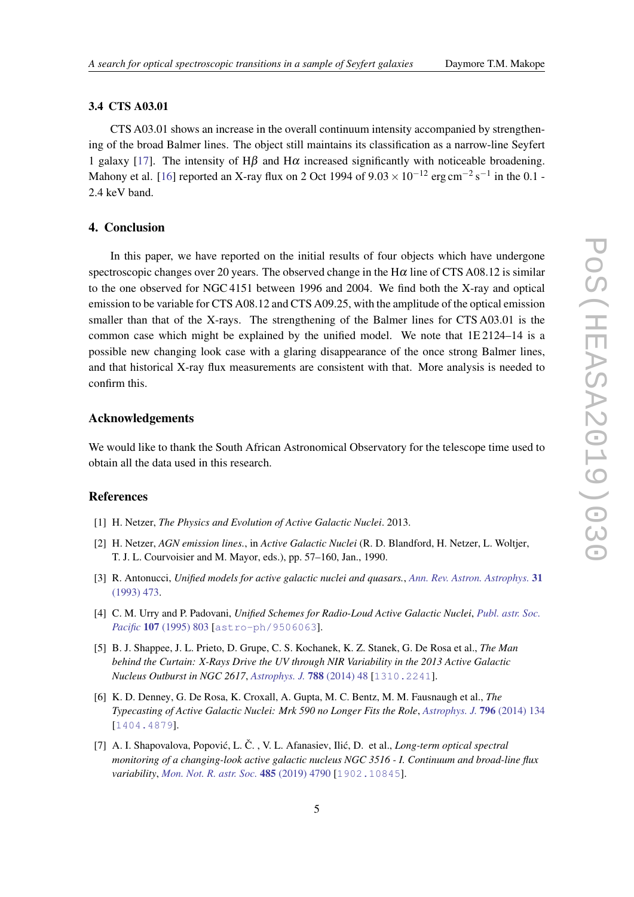### 3.4 CTS A03.01

CTS A03.01 shows an increase in the overall continuum intensity accompanied by strengthening of the broad Balmer lines. The object still maintains its classification as a narrow-line Seyfert 1 galaxy [17]. The intensity of H$\beta$ and H$\alpha$ increased significantly with noticeable broadening. Mahony et al. [16] reported an X-ray flux on 2 Oct 1994 of $9.03 \times 10^{-12}$ erg cm$^{-2}$ s$^{-1}$ in the 0.1 - 2.4 keV band.

## 4. Conclusion

In this paper, we have reported on the initial results of four objects which have undergone spectroscopic changes over 20 years. The observed change in the H$\alpha$ line of CTS A08.12 is similar to the one observed for NGC 4151 between 1996 and 2004. We find both the X-ray and optical emission to be variable for CTS A08.12 and CTS A09.25, with the amplitude of the optical emission smaller than that of the X-rays. The strengthening of the Balmer lines for CTS A03.01 is the common case which might be explained by the unified model. We note that 1E 2124–14 is a possible new changing look case with a glaring disappearance of the once strong Balmer lines, and that historical X-ray flux measurements are consistent with that. More analysis is needed to confirm this.

## Acknowledgements

We would like to thank the South African Astronomical Observatory for the telescope time used to obtain all the data used in this research.

## References

[1] H. Netzer, *The Physics and Evolution of Active Galactic Nuclei*. 2013.

[2] H. Netzer, *AGN emission lines.*, in *Active Galactic Nuclei* (R. D. Blandford, H. Netzer, L. Woltjer, T. J. L. Courvoisier and M. Mayor, eds.), pp. 57–160, Jan., 1990.

[3] R. Antonucci, *Unified models for active galactic nuclei and quasars.*, *Ann. Rev. Astron. Astrophys.* **31** (1993) 473.

[4] C. M. Urry and P. Padovani, *Unified Schemes for Radio-Loud Active Galactic Nuclei*, *Publ. astr. Soc. Pacific* **107** (1995) 803 [astro-ph/9506063].

[5] B. J. Shappee, J. L. Prieto, D. Grupe, C. S. Kochanek, K. Z. Stanek, G. De Rosa et al., *The Man behind the Curtain: X-Rays Drive the UV through NIR Variability in the 2013 Active Galactic Nucleus Outburst in NGC 2617*, *Astrophys. J.* **788** (2014) 48 [1310.2241].

[6] K. D. Denney, G. De Rosa, K. Croxall, A. Gupta, M. C. Bentz, M. M. Fausnaugh et al., *The Typecasting of Active Galactic Nuclei: Mrk 590 no Longer Fits the Role*, *Astrophys. J.* **796** (2014) 134 [1404.4879].

[7] A. I. Shapovalova, Popović, L. Č. , V. L. Afanasiev, Ilić, D. et al., *Long-term optical spectral monitoring of a changing-look active galactic nucleus NGC 3516 - I. Continuum and broad-line flux variability*, *Mon. Not. R. astr. Soc.* **485** (2019) 4790 [1902.10845].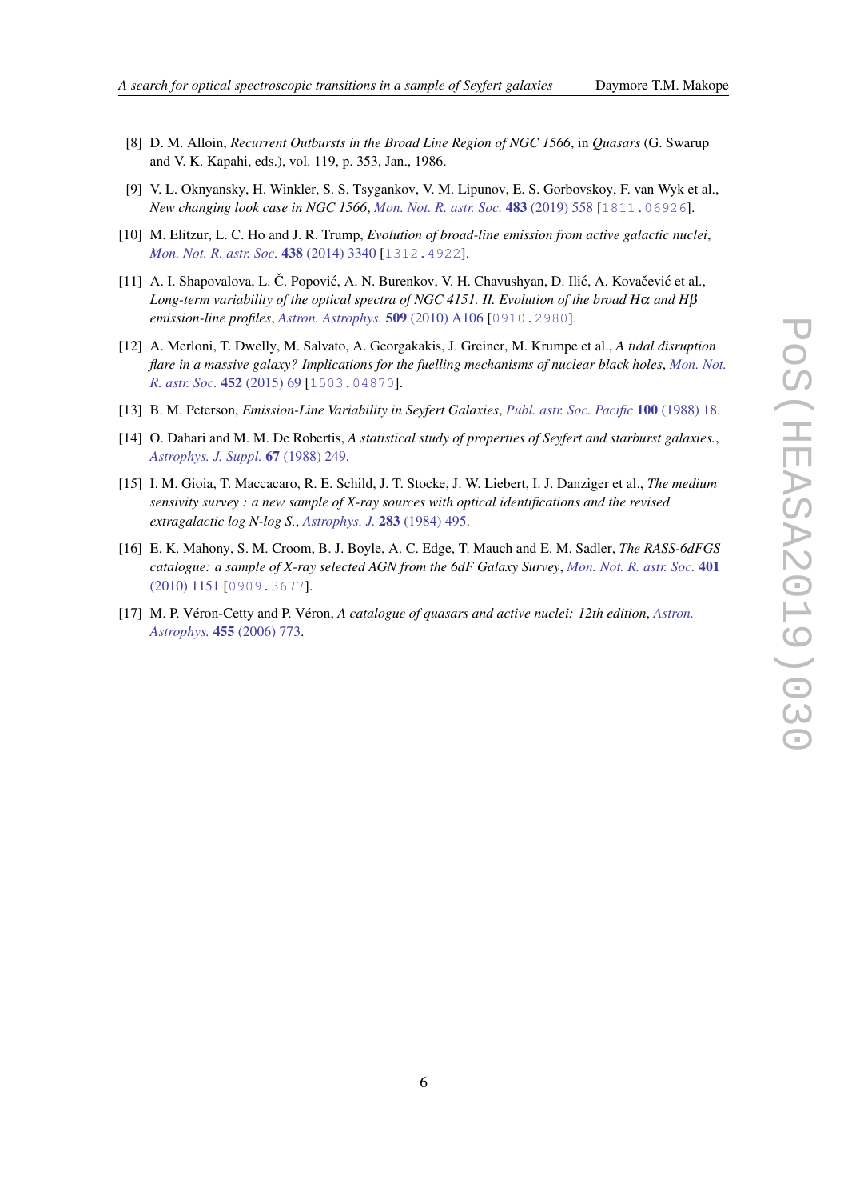[8] D. M. Alloin, *Recurrent Outbursts in the Broad Line Region of NGC 1566*, in *Quasars* (G. Swarup and V. K. Kapahi, eds.), vol. 119, p. 353, Jan., 1986.

[9] V. L. Oknyansky, H. Winkler, S. S. Tsygankov, V. M. Lipunov, E. S. Gorbovskoy, F. van Wyk et al., *New changing look case in NGC 1566*, Mon. Not. R. astr. Soc. **483** (2019) 558 [1811.06926].

[10] M. Elitzur, L. C. Ho and J. R. Trump, *Evolution of broad-line emission from active galactic nuclei*, Mon. Not. R. astr. Soc. **438** (2014) 3340 [1312.4922].

[11] A. I. Shapovalova, L. Č. Popović, A. N. Burenkov, V. H. Chavushyan, D. Ilić, A. Kovačević et al., *Long-term variability of the optical spectra of NGC 4151. II. Evolution of the broad Hα and Hβ emission-line profiles*, Astron. Astrophys. **509** (2010) A106 [0910.2980].

[12] A. Merloni, T. Dwelly, M. Salvato, A. Georgakakis, J. Greiner, M. Krumpe et al., *A tidal disruption flare in a massive galaxy? Implications for the fuelling mechanisms of nuclear black holes*, Mon. Not. R. astr. Soc. **452** (2015) 69 [1503.04870].

[13] B. M. Peterson, *Emission-Line Variability in Seyfert Galaxies*, Publ. astr. Soc. Pacific **100** (1988) 18.

[14] O. Dahari and M. M. De Robertis, *A statistical study of properties of Seyfert and starburst galaxies.*, Astrophys. J. Suppl. **67** (1988) 249.

[15] I. M. Gioia, T. Maccacaro, R. E. Schild, J. T. Stocke, J. W. Liebert, I. J. Danziger et al., *The medium sensivity survey : a new sample of X-ray sources with optical identifications and the revised extragalactic log N-log S.*, Astrophys. J. **283** (1984) 495.

[16] E. K. Mahony, S. M. Croom, B. J. Boyle, A. C. Edge, T. Mauch and E. M. Sadler, *The RASS-6dFGS catalogue: a sample of X-ray selected AGN from the 6dF Galaxy Survey*, Mon. Not. R. astr. Soc. **401** (2010) 1151 [0909.3677].

[17] M. P. Véron-Cetty and P. Véron, *A catalogue of quasars and active nuclei: 12th edition*, Astron. Astrophys. **455** (2006) 773.